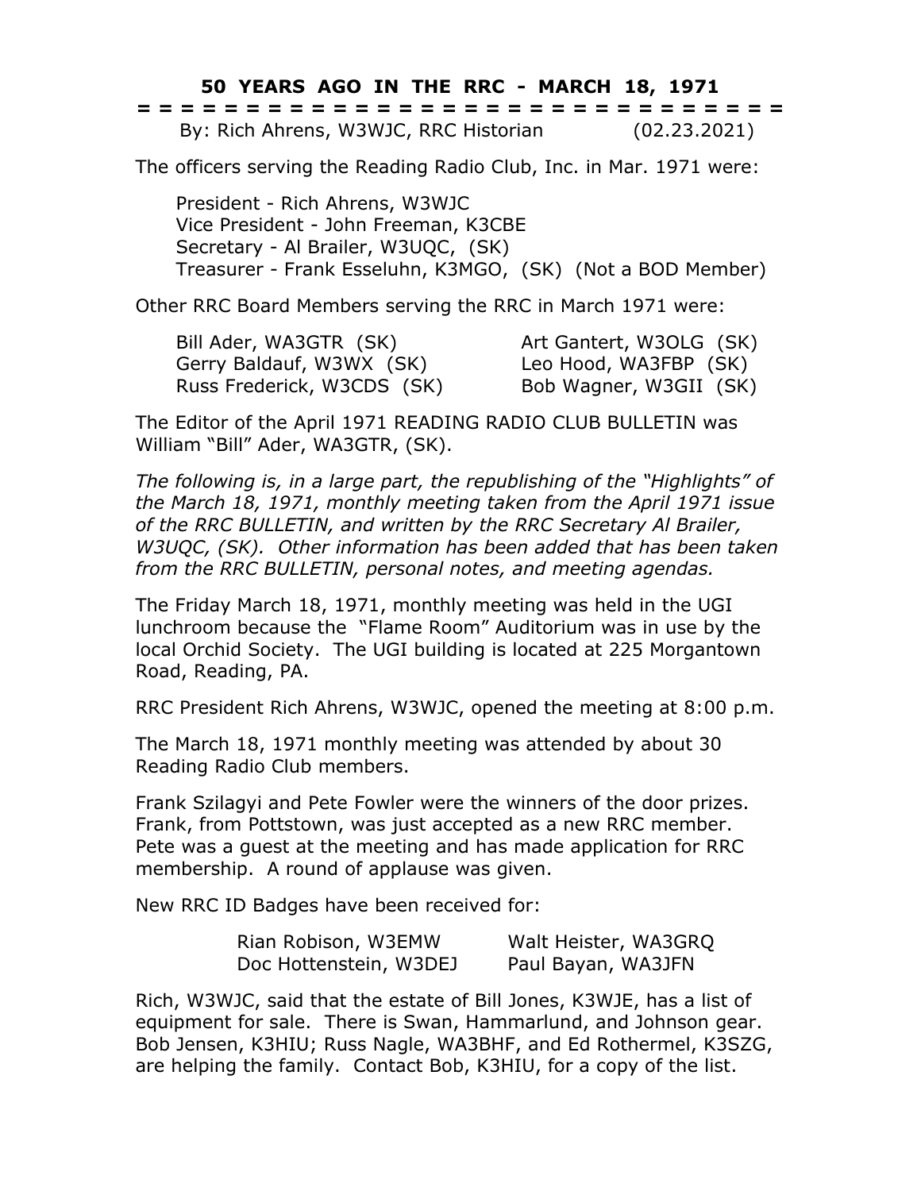# 50 YEARS AGO IN THE RRC - MARCH 18, 1971

= = = = = = = = = = = = = = = = = = = = = = = = = = = = = = = = =

By: Rich Ahrens, W3WJC, RRC Historian (02.23.2021)

The officers serving the Reading Radio Club, Inc. in Mar. 1971 were:

President - Rich Ahrens, W3WJC
Vice President - John Freeman, K3CBE
Secretary - Al Brailer, W3UQC, (SK)
Treasurer - Frank Esseluhn, K3MGO, (SK) (Not a BOD Member)

Other RRC Board Members serving the RRC in March 1971 were:

| | |
|---|---|
| Bill Ader, WA3GTR (SK) | Art Gantert, W3OLG (SK) |
| Gerry Baldauf, W3WX (SK) | Leo Hood, WA3FBP (SK) |
| Russ Frederick, W3CDS (SK) | Bob Wagner, W3GII (SK) |

The Editor of the April 1971 READING RADIO CLUB BULLETIN was William "Bill" Ader, WA3GTR, (SK).

*The following is, in a large part, the republishing of the "Highlights" of the March 18, 1971, monthly meeting taken from the April 1971 issue of the RRC BULLETIN, and written by the RRC Secretary Al Brailer, W3UQC, (SK). Other information has been added that has been taken from the RRC BULLETIN, personal notes, and meeting agendas.*

The Friday March 18, 1971, monthly meeting was held in the UGI lunchroom because the "Flame Room" Auditorium was in use by the local Orchid Society. The UGI building is located at 225 Morgantown Road, Reading, PA.

RRC President Rich Ahrens, W3WJC, opened the meeting at 8:00 p.m.

The March 18, 1971 monthly meeting was attended by about 30 Reading Radio Club members.

Frank Szilagyi and Pete Fowler were the winners of the door prizes. Frank, from Pottstown, was just accepted as a new RRC member. Pete was a guest at the meeting and has made application for RRC membership. A round of applause was given.

New RRC ID Badges have been received for:

| | |
|---|---|
| Rian Robison, W3EMW | Walt Heister, WA3GRQ |
| Doc Hottenstein, W3DEJ | Paul Bayan, WA3JFN |

Rich, W3WJC, said that the estate of Bill Jones, K3WJE, has a list of equipment for sale. There is Swan, Hammarlund, and Johnson gear. Bob Jensen, K3HIU; Russ Nagle, WA3BHF, and Ed Rothermel, K3SZG, are helping the family. Contact Bob, K3HIU, for a copy of the list.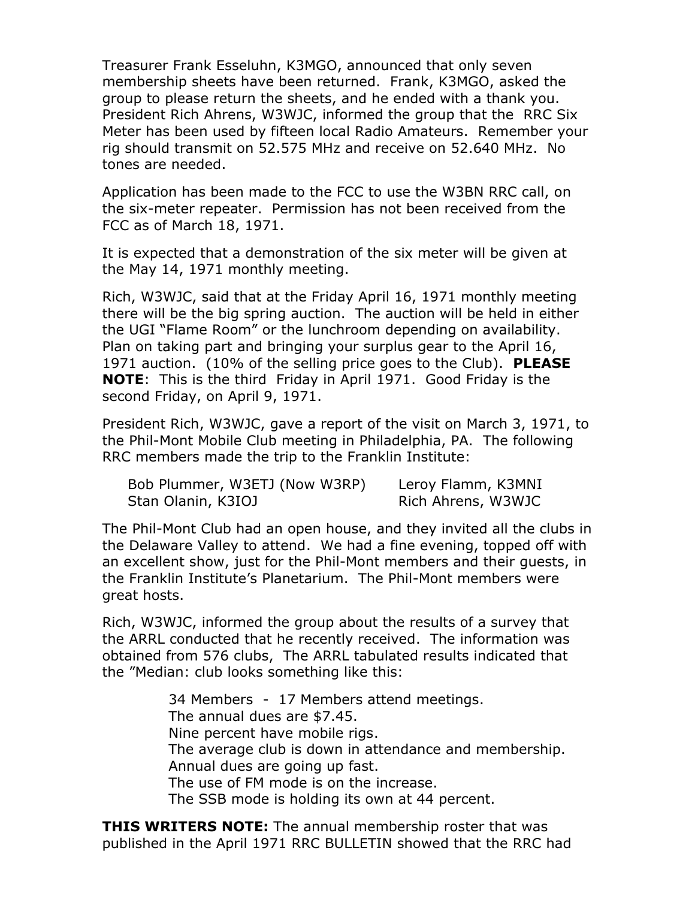Treasurer Frank Esseluhn, K3MGO, announced that only seven membership sheets have been returned. Frank, K3MGO, asked the group to please return the sheets, and he ended with a thank you. President Rich Ahrens, W3WJC, informed the group that the RRC Six Meter has been used by fifteen local Radio Amateurs. Remember your rig should transmit on 52.575 MHz and receive on 52.640 MHz. No tones are needed.

Application has been made to the FCC to use the W3BN RRC call, on the six-meter repeater. Permission has not been received from the FCC as of March 18, 1971.

It is expected that a demonstration of the six meter will be given at the May 14, 1971 monthly meeting.

Rich, W3WJC, said that at the Friday April 16, 1971 monthly meeting there will be the big spring auction. The auction will be held in either the UGI "Flame Room" or the lunchroom depending on availability. Plan on taking part and bringing your surplus gear to the April 16, 1971 auction. (10% of the selling price goes to the Club). **PLEASE NOTE**: This is the third Friday in April 1971. Good Friday is the second Friday, on April 9, 1971.

President Rich, W3WJC, gave a report of the visit on March 3, 1971, to the Phil-Mont Mobile Club meeting in Philadelphia, PA. The following RRC members made the trip to the Franklin Institute:

- Bob Plummer, W3ETJ (Now W3RP)
- Stan Olanin, K3IOJ
- Leroy Flamm, K3MNI
- Rich Ahrens, W3WJC

The Phil-Mont Club had an open house, and they invited all the clubs in the Delaware Valley to attend. We had a fine evening, topped off with an excellent show, just for the Phil-Mont members and their guests, in the Franklin Institute's Planetarium. The Phil-Mont members were great hosts.

Rich, W3WJC, informed the group about the results of a survey that the ARRL conducted that he recently received. The information was obtained from 576 clubs, The ARRL tabulated results indicated that the "Median: club looks something like this:

> 34 Members - 17 Members attend meetings.
> The annual dues are $7.45.
> Nine percent have mobile rigs.
> The average club is down in attendance and membership.
> Annual dues are going up fast.
> The use of FM mode is on the increase.
> The SSB mode is holding its own at 44 percent.

**THIS WRITERS NOTE:** The annual membership roster that was published in the April 1971 RRC BULLETIN showed that the RRC had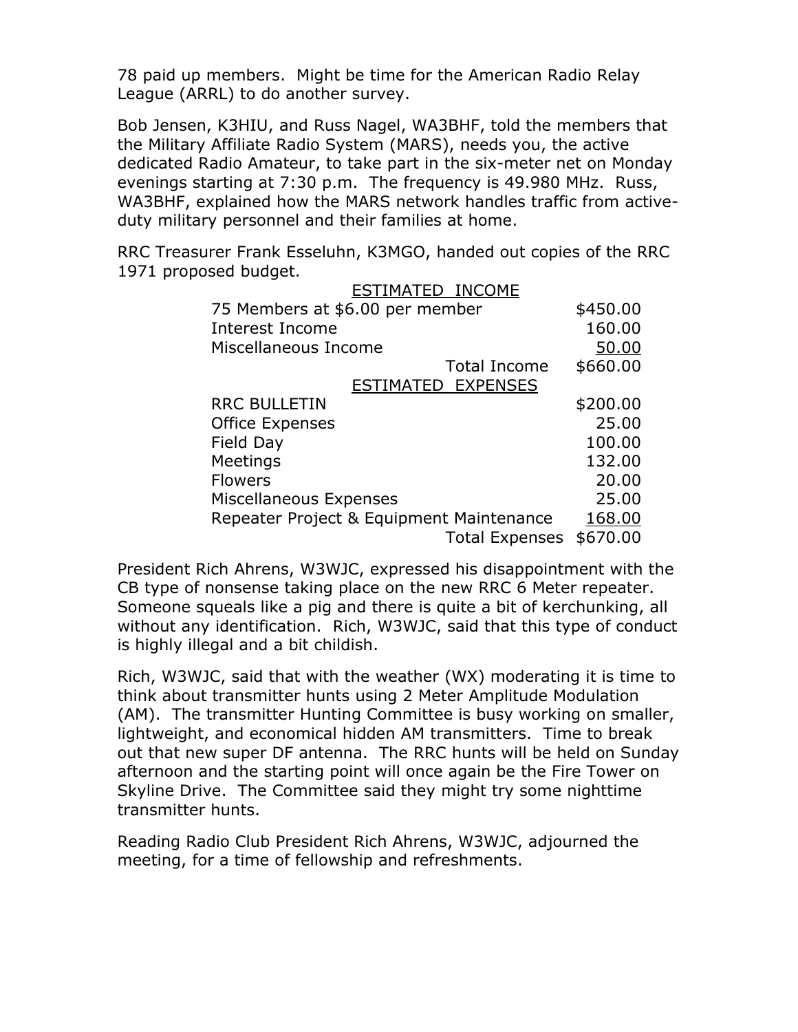78 paid up members. Might be time for the American Radio Relay League (ARRL) to do another survey.

Bob Jensen, K3HIU, and Russ Nagel, WA3BHF, told the members that the Military Affiliate Radio System (MARS), needs you, the active dedicated Radio Amateur, to take part in the six-meter net on Monday evenings starting at 7:30 p.m. The frequency is 49.980 MHz. Russ, WA3BHF, explained how the MARS network handles traffic from active-duty military personnel and their families at home.

RRC Treasurer Frank Esseluhn, K3MGO, handed out copies of the RRC 1971 proposed budget.

| | |
|---|---|
| ESTIMATED INCOME | |
| 75 Members at $6.00 per member | $450.00 |
| Interest Income | 160.00 |
| Miscellaneous Income | 50.00 |
| Total Income | $660.00 |
| ESTIMATED EXPENSES | |
| RRC BULLETIN | $200.00 |
| Office Expenses | 25.00 |
| Field Day | 100.00 |
| Meetings | 132.00 |
| Flowers | 20.00 |
| Miscellaneous Expenses | 25.00 |
| Repeater Project & Equipment Maintenance | 168.00 |
| Total Expenses | $670.00 |

President Rich Ahrens, W3WJC, expressed his disappointment with the CB type of nonsense taking place on the new RRC 6 Meter repeater. Someone squeals like a pig and there is quite a bit of kerchunking, all without any identification. Rich, W3WJC, said that this type of conduct is highly illegal and a bit childish.

Rich, W3WJC, said that with the weather (WX) moderating it is time to think about transmitter hunts using 2 Meter Amplitude Modulation (AM). The transmitter Hunting Committee is busy working on smaller, lightweight, and economical hidden AM transmitters. Time to break out that new super DF antenna. The RRC hunts will be held on Sunday afternoon and the starting point will once again be the Fire Tower on Skyline Drive. The Committee said they might try some nighttime transmitter hunts.

Reading Radio Club President Rich Ahrens, W3WJC, adjourned the meeting, for a time of fellowship and refreshments.